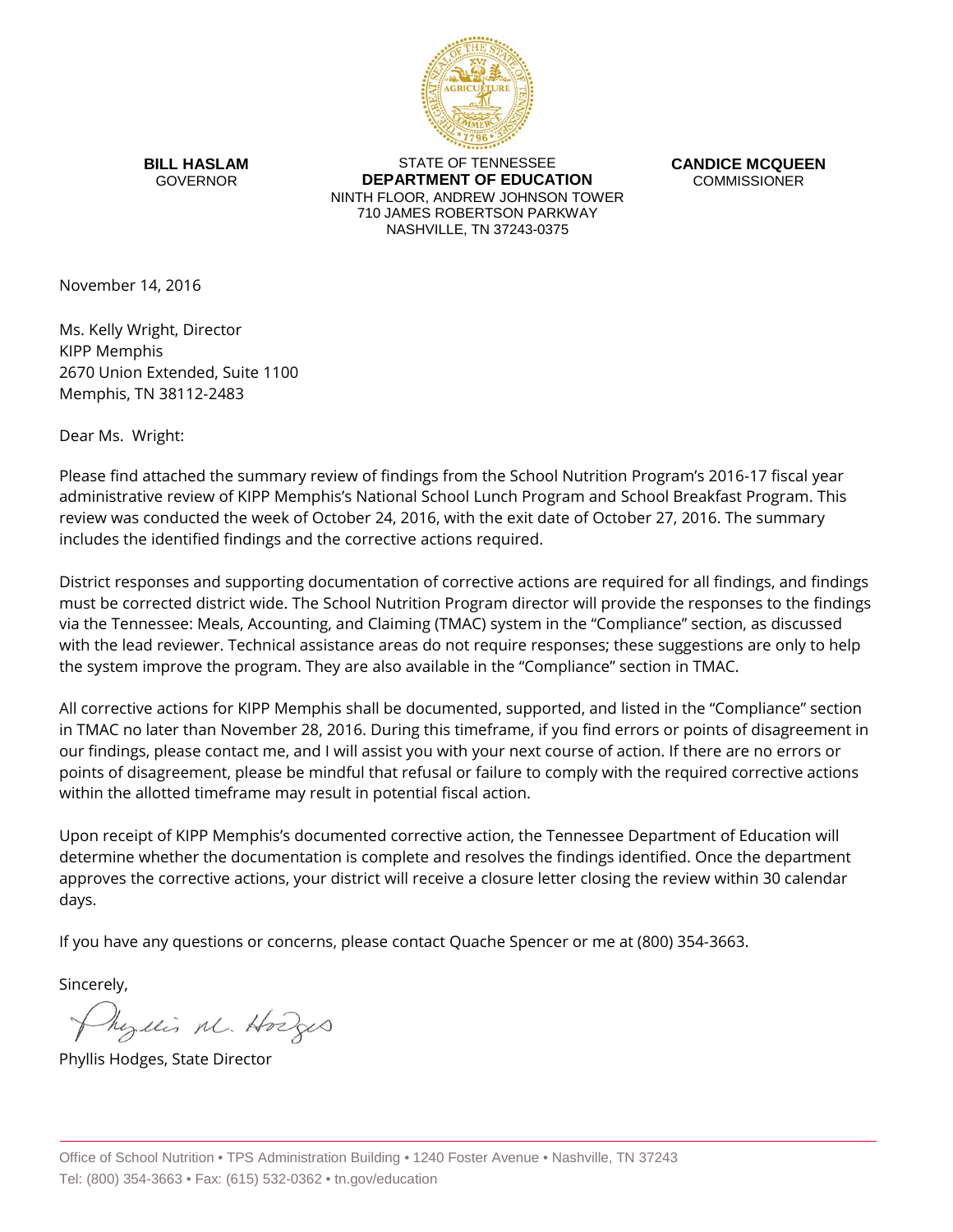**BILL HASLAM**
GOVERNOR

STATE OF TENNESSEE
**DEPARTMENT OF EDUCATION**
NINTH FLOOR, ANDREW JOHNSON TOWER
710 JAMES ROBERTSON PARKWAY
NASHVILLE, TN 37243-0375

**CANDICE MCQUEEN**
COMMISSIONER

November 14, 2016

Ms. Kelly Wright, Director
KIPP Memphis
2670 Union Extended, Suite 1100
Memphis, TN 38112-2483

Dear Ms. Wright:

Please find attached the summary review of findings from the School Nutrition Program's 2016-17 fiscal year administrative review of KIPP Memphis's National School Lunch Program and School Breakfast Program. This review was conducted the week of October 24, 2016, with the exit date of October 27, 2016. The summary includes the identified findings and the corrective actions required.

District responses and supporting documentation of corrective actions are required for all findings, and findings must be corrected district wide. The School Nutrition Program director will provide the responses to the findings via the Tennessee: Meals, Accounting, and Claiming (TMAC) system in the "Compliance" section, as discussed with the lead reviewer. Technical assistance areas do not require responses; these suggestions are only to help the system improve the program. They are also available in the "Compliance" section in TMAC.

All corrective actions for KIPP Memphis shall be documented, supported, and listed in the "Compliance" section in TMAC no later than November 28, 2016. During this timeframe, if you find errors or points of disagreement in our findings, please contact me, and I will assist you with your next course of action. If there are no errors or points of disagreement, please be mindful that refusal or failure to comply with the required corrective actions within the allotted timeframe may result in potential fiscal action.

Upon receipt of KIPP Memphis's documented corrective action, the Tennessee Department of Education will determine whether the documentation is complete and resolves the findings identified. Once the department approves the corrective actions, your district will receive a closure letter closing the review within 30 calendar days.

If you have any questions or concerns, please contact Quache Spencer or me at (800) 354-3663.

Sincerely,

Phyllis M. Hodges

Phyllis Hodges, State Director

Office of School Nutrition • TPS Administration Building • 1240 Foster Avenue • Nashville, TN 37243
Tel: (800) 354-3663 • Fax: (615) 532-0362 • tn.gov/education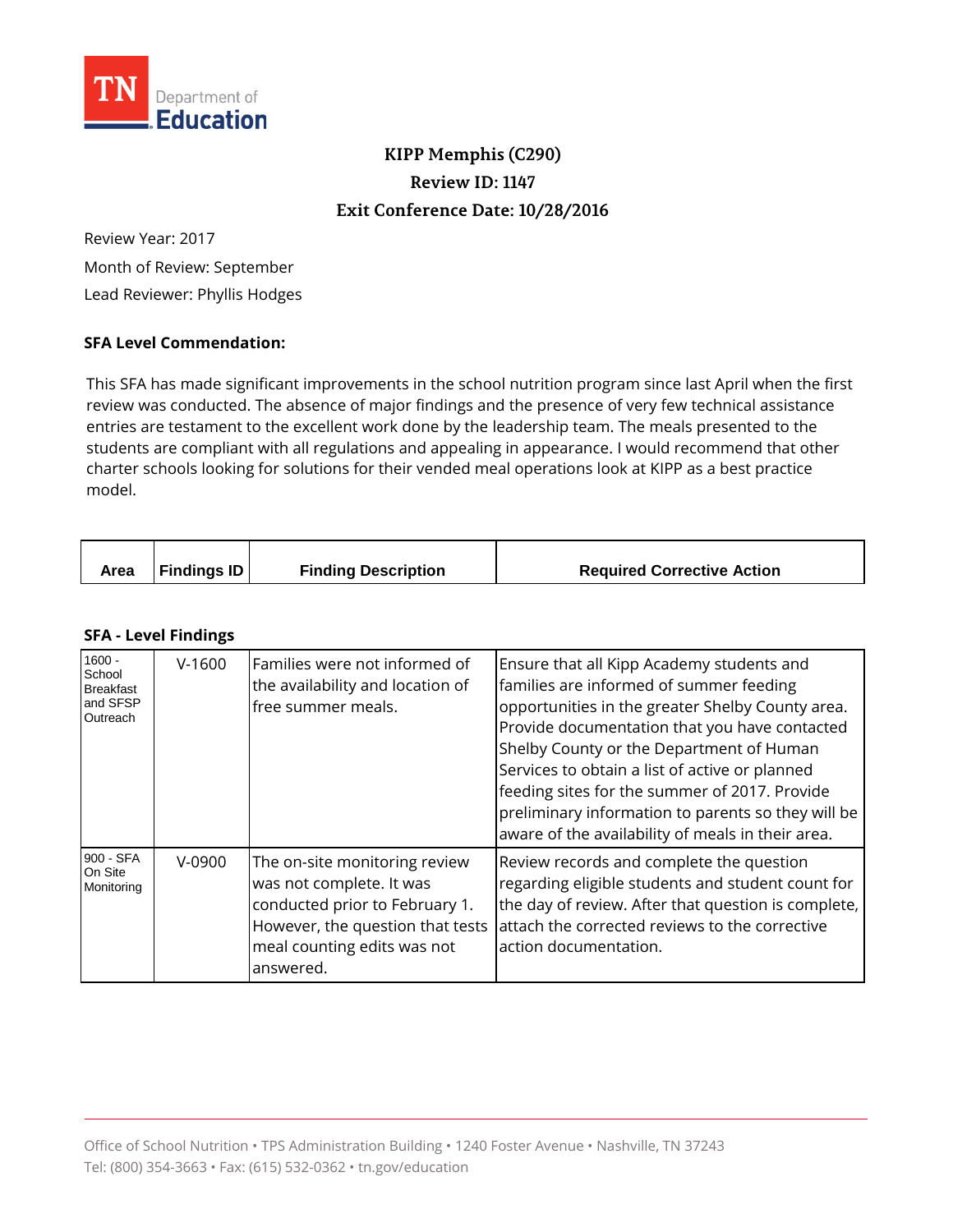TN Department of Education

**KIPP Memphis (C290)**
**Review ID: 1147**
**Exit Conference Date: 10/28/2016**

Review Year: 2017

Month of Review: September

Lead Reviewer: Phyllis Hodges

**SFA Level Commendation:**

This SFA has made significant improvements in the school nutrition program since last April when the first review was conducted. The absence of major findings and the presence of very few technical assistance entries are testament to the excellent work done by the leadership team. The meals presented to the students are compliant with all regulations and appealing in appearance. I would recommend that other charter schools looking for solutions for their vended meal operations look at KIPP as a best practice model.

**SFA - Level Findings**

| Area | Findings ID | Finding Description | Required Corrective Action |
|---|---|---|---|
| 1600 - School Breakfast and SFSP Outreach | V-1600 | Families were not informed of the availability and location of free summer meals. | Ensure that all Kipp Academy students and families are informed of summer feeding opportunities in the greater Shelby County area. Provide documentation that you have contacted Shelby County or the Department of Human Services to obtain a list of active or planned feeding sites for the summer of 2017. Provide preliminary information to parents so they will be aware of the availability of meals in their area. |
| 900 - SFA On Site Monitoring | V-0900 | The on-site monitoring review was not complete. It was conducted prior to February 1. However, the question that tests meal counting edits was not answered. | Review records and complete the question regarding eligible students and student count for the day of review. After that question is complete, attach the corrected reviews to the corrective action documentation. |